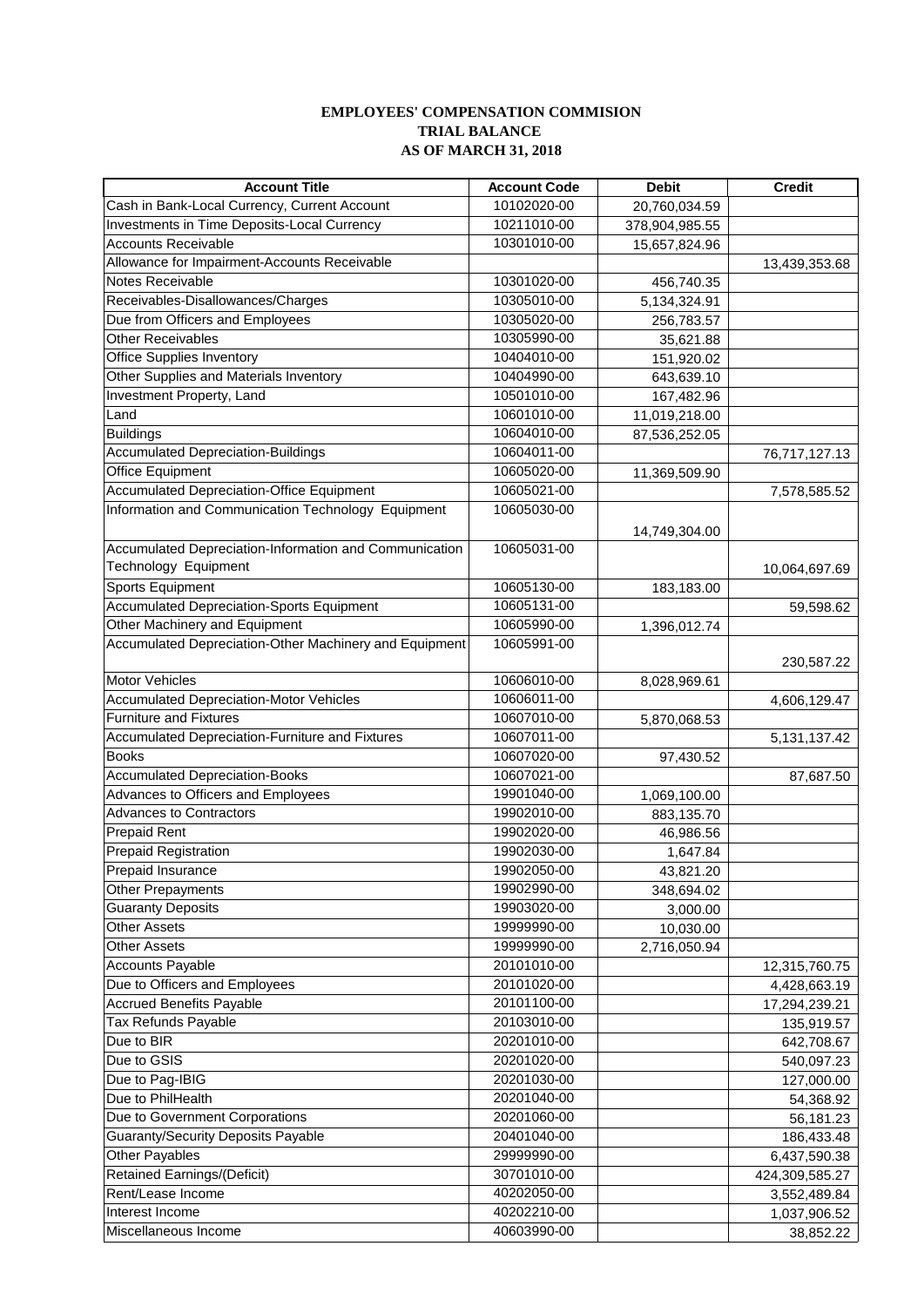**EMPLOYEES' COMPENSATION COMMISION**
**TRIAL BALANCE**
**AS OF MARCH 31, 2018**

| Account Title | Account Code | Debit | Credit |
|---|---|---|---|
| Cash in Bank-Local Currency, Current Account | 10102020-00 | 20,760,034.59 | |
| Investments in Time Deposits-Local Currency | 10211010-00 | 378,904,985.55 | |
| Accounts Receivable | 10301010-00 | 15,657,824.96 | |
| Allowance for Impairment-Accounts Receivable | | | 13,439,353.68 |
| Notes Receivable | 10301020-00 | 456,740.35 | |
| Receivables-Disallowances/Charges | 10305010-00 | 5,134,324.91 | |
| Due from Officers and Employees | 10305020-00 | 256,783.57 | |
| Other Receivables | 10305990-00 | 35,621.88 | |
| Office Supplies Inventory | 10404010-00 | 151,920.02 | |
| Other Supplies and Materials Inventory | 10404990-00 | 643,639.10 | |
| Investment Property, Land | 10501010-00 | 167,482.96 | |
| Land | 10601010-00 | 11,019,218.00 | |
| Buildings | 10604010-00 | 87,536,252.05 | |
| Accumulated Depreciation-Buildings | 10604011-00 | | 76,717,127.13 |
| Office Equipment | 10605020-00 | 11,369,509.90 | |
| Accumulated Depreciation-Office Equipment | 10605021-00 | | 7,578,585.52 |
| Information and Communication Technology Equipment | 10605030-00 | 14,749,304.00 | |
| Accumulated Depreciation-Information and Communication Technology Equipment | 10605031-00 | | 10,064,697.69 |
| Sports Equipment | 10605130-00 | 183,183.00 | |
| Accumulated Depreciation-Sports Equipment | 10605131-00 | | 59,598.62 |
| Other Machinery and Equipment | 10605990-00 | 1,396,012.74 | |
| Accumulated Depreciation-Other Machinery and Equipment | 10605991-00 | | 230,587.22 |
| Motor Vehicles | 10606010-00 | 8,028,969.61 | |
| Accumulated Depreciation-Motor Vehicles | 10606011-00 | | 4,606,129.47 |
| Furniture and Fixtures | 10607010-00 | 5,870,068.53 | |
| Accumulated Depreciation-Furniture and Fixtures | 10607011-00 | | 5,131,137.42 |
| Books | 10607020-00 | 97,430.52 | |
| Accumulated Depreciation-Books | 10607021-00 | | 87,687.50 |
| Advances to Officers and Employees | 19901040-00 | 1,069,100.00 | |
| Advances to Contractors | 19902010-00 | 883,135.70 | |
| Prepaid Rent | 19902020-00 | 46,986.56 | |
| Prepaid Registration | 19902030-00 | 1,647.84 | |
| Prepaid Insurance | 19902050-00 | 43,821.20 | |
| Other Prepayments | 19902990-00 | 348,694.02 | |
| Guaranty Deposits | 19903020-00 | 3,000.00 | |
| Other Assets | 19999990-00 | 10,030.00 | |
| Other Assets | 19999990-00 | 2,716,050.94 | |
| Accounts Payable | 20101010-00 | | 12,315,760.75 |
| Due to Officers and Employees | 20101020-00 | | 4,428,663.19 |
| Accrued Benefits Payable | 20101100-00 | | 17,294,239.21 |
| Tax Refunds Payable | 20103010-00 | | 135,919.57 |
| Due to BIR | 20201010-00 | | 642,708.67 |
| Due to GSIS | 20201020-00 | | 540,097.23 |
| Due to Pag-IBIG | 20201030-00 | | 127,000.00 |
| Due to PhilHealth | 20201040-00 | | 54,368.92 |
| Due to Government Corporations | 20201060-00 | | 56,181.23 |
| Guaranty/Security Deposits Payable | 20401040-00 | | 186,433.48 |
| Other Payables | 29999990-00 | | 6,437,590.38 |
| Retained Earnings/(Deficit) | 30701010-00 | | 424,309,585.27 |
| Rent/Lease Income | 40202050-00 | | 3,552,489.84 |
| Interest Income | 40202210-00 | | 1,037,906.52 |
| Miscellaneous Income | 40603990-00 | | 38,852.22 |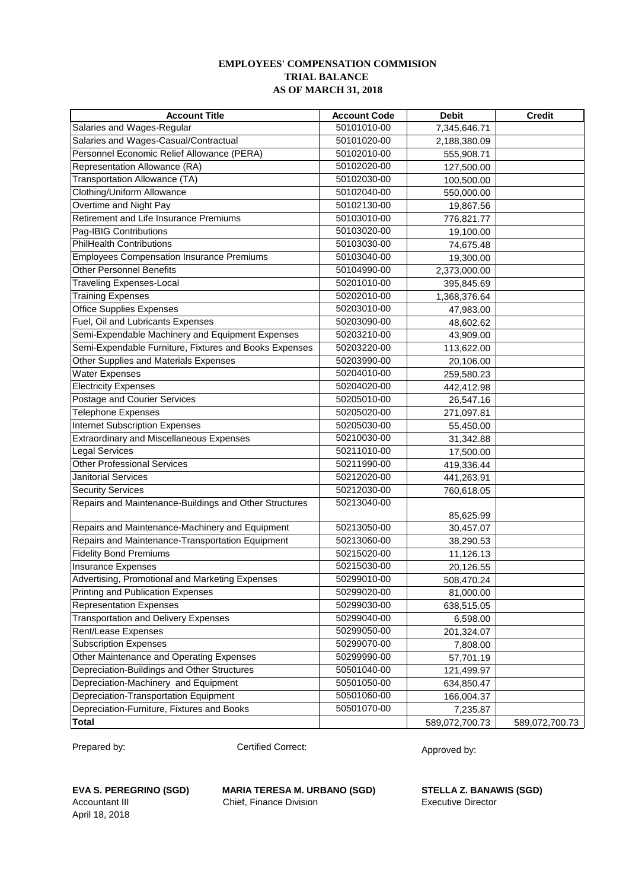**EMPLOYEES' COMPENSATION COMMISION**
**TRIAL BALANCE**
**AS OF MARCH 31, 2018**

| Account Title | Account Code | Debit | Credit |
|---|---|---|---|
| Salaries and Wages-Regular | 50101010-00 | 7,345,646.71 | |
| Salaries and Wages-Casual/Contractual | 50101020-00 | 2,188,380.09 | |
| Personnel Economic Relief Allowance (PERA) | 50102010-00 | 555,908.71 | |
| Representation Allowance (RA) | 50102020-00 | 127,500.00 | |
| Transportation Allowance (TA) | 50102030-00 | 100,500.00 | |
| Clothing/Uniform Allowance | 50102040-00 | 550,000.00 | |
| Overtime and Night Pay | 50102130-00 | 19,867.56 | |
| Retirement and Life Insurance Premiums | 50103010-00 | 776,821.77 | |
| Pag-IBIG Contributions | 50103020-00 | 19,100.00 | |
| PhilHealth Contributions | 50103030-00 | 74,675.48 | |
| Employees Compensation Insurance Premiums | 50103040-00 | 19,300.00 | |
| Other Personnel Benefits | 50104990-00 | 2,373,000.00 | |
| Traveling Expenses-Local | 50201010-00 | 395,845.69 | |
| Training Expenses | 50202010-00 | 1,368,376.64 | |
| Office Supplies Expenses | 50203010-00 | 47,983.00 | |
| Fuel, Oil and Lubricants Expenses | 50203090-00 | 48,602.62 | |
| Semi-Expendable Machinery and Equipment Expenses | 50203210-00 | 43,909.00 | |
| Semi-Expendable Furniture, Fixtures and Books Expenses | 50203220-00 | 113,622.00 | |
| Other Supplies and Materials Expenses | 50203990-00 | 20,106.00 | |
| Water Expenses | 50204010-00 | 259,580.23 | |
| Electricity Expenses | 50204020-00 | 442,412.98 | |
| Postage and Courier Services | 50205010-00 | 26,547.16 | |
| Telephone Expenses | 50205020-00 | 271,097.81 | |
| Internet Subscription Expenses | 50205030-00 | 55,450.00 | |
| Extraordinary and Miscellaneous Expenses | 50210030-00 | 31,342.88 | |
| Legal Services | 50211010-00 | 17,500.00 | |
| Other Professional Services | 50211990-00 | 419,336.44 | |
| Janitorial Services | 50212020-00 | 441,263.91 | |
| Security Services | 50212030-00 | 760,618.05 | |
| Repairs and Maintenance-Buildings and Other Structures | 50213040-00 | 85,625.99 | |
| Repairs and Maintenance-Machinery and Equipment | 50213050-00 | 30,457.07 | |
| Repairs and Maintenance-Transportation Equipment | 50213060-00 | 38,290.53 | |
| Fidelity Bond Premiums | 50215020-00 | 11,126.13 | |
| Insurance Expenses | 50215030-00 | 20,126.55 | |
| Advertising, Promotional and Marketing Expenses | 50299010-00 | 508,470.24 | |
| Printing and Publication Expenses | 50299020-00 | 81,000.00 | |
| Representation Expenses | 50299030-00 | 638,515.05 | |
| Transportation and Delivery Expenses | 50299040-00 | 6,598.00 | |
| Rent/Lease Expenses | 50299050-00 | 201,324.07 | |
| Subscription Expenses | 50299070-00 | 7,808.00 | |
| Other Maintenance and Operating Expenses | 50299990-00 | 57,701.19 | |
| Depreciation-Buildings and Other Structures | 50501040-00 | 121,499.97 | |
| Depreciation-Machinery and Equipment | 50501050-00 | 634,850.47 | |
| Depreciation-Transportation Equipment | 50501060-00 | 166,004.37 | |
| Depreciation-Furniture, Fixtures and Books | 50501070-00 | 7,235.87 | |
| **Total** | | 589,072,700.73 | 589,072,700.73 |

Prepared by: Certified Correct: Approved by:

**EVA S. PEREGRINO (SGD)**
Accountant III
April 18, 2018

**MARIA TERESA M. URBANO (SGD)**
Chief, Finance Division

**STELLA Z. BANAWIS (SGD)**
Executive Director